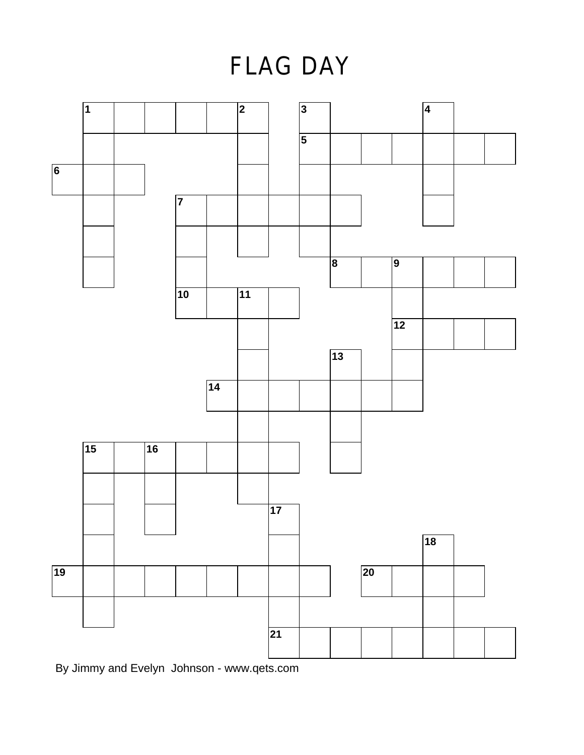# FLAG DAY

By Jimmy and Evelyn Johnson - www.qets.com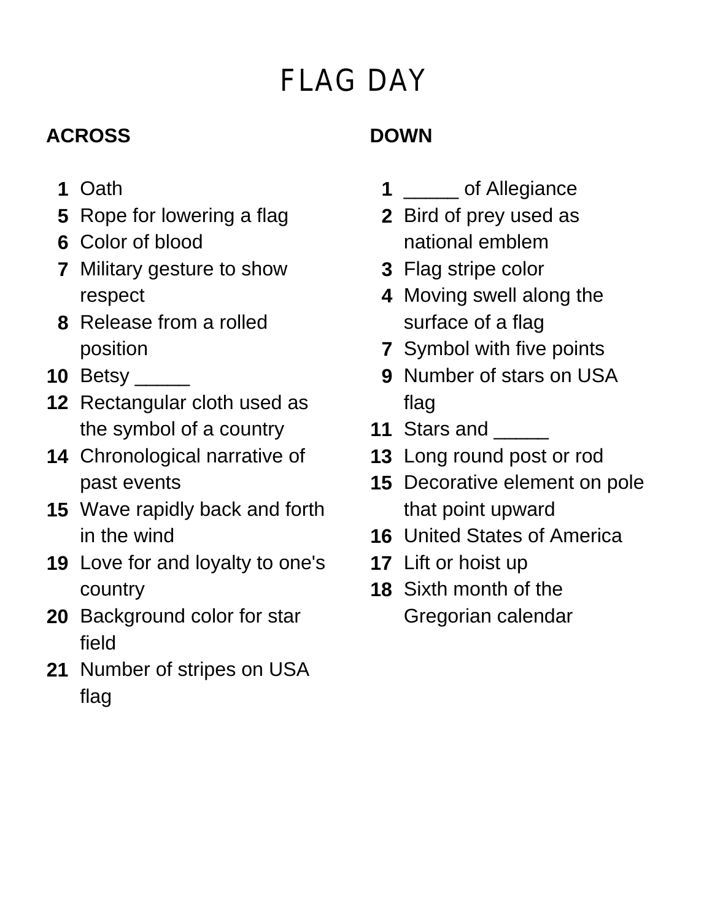# FLAG DAY

## ACROSS

1. Oath
5. Rope for lowering a flag
6. Color of blood
7. Military gesture to show respect
8. Release from a rolled position
10. Betsy _____
12. Rectangular cloth used as the symbol of a country
14. Chronological narrative of past events
15. Wave rapidly back and forth in the wind
19. Love for and loyalty to one's country
20. Background color for star field
21. Number of stripes on USA flag

## DOWN

1. _____ of Allegiance
2. Bird of prey used as national emblem
3. Flag stripe color
4. Moving swell along the surface of a flag
7. Symbol with five points
9. Number of stars on USA flag
11. Stars and _____
13. Long round post or rod
15. Decorative element on pole that point upward
16. United States of America
17. Lift or hoist up
18. Sixth month of the Gregorian calendar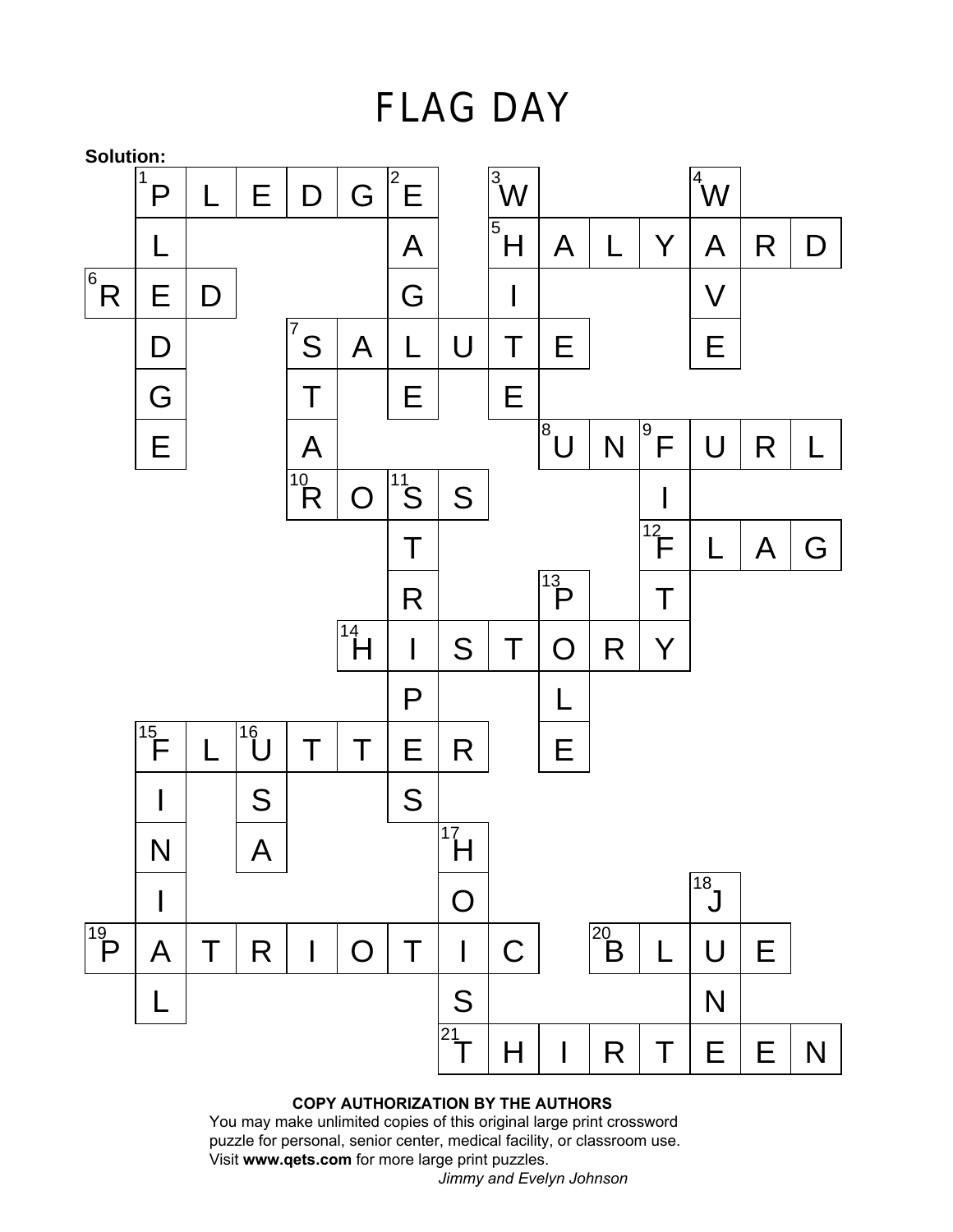# FLAG DAY

**Solution:**

| | | | | | | | | | | | | | | |
|---|---|---|---|---|---|---|---|---|---|---|---|---|---|---|
| | 1 P | L | E | D | G | 2 E | | 3 W | | | | 4 W | | |
| | L | | | | | A | | 5 H | A | L | Y | A | R | D |
| 6 R | E | D | | | | G | | I | | | | V | | |
| | D | | | 7 S | A | L | U | T | E | | | E | | |
| | G | | | T | | E | | E | | | | | | |
| | E | | | A | | | | | 8 U | N | 9 F | U | R | L |
| | | | | 10 R | O | 11 S | S | | | | I | | | |
| | | | | | | T | | | | | 12 F | L | A | G |
| | | | | | | R | | | 13 P | | T | | | |
| | | | | | 14 H | I | S | T | O | R | Y | | | |
| | | | | | | P | | | L | | | | | |
| | 15 F | L | 16 U | T | T | E | R | | E | | | | | |
| | I | | S | | | S | | | | | | | | |
| | N | | A | | | | 17 H | | | | | | | |
| | I | | | | | | O | | | | | 18 J | | |
| 19 P | A | T | R | I | O | T | I | C | | 20 B | L | U | E | |
| | L | | | | | | S | | | | | N | | |
| | | | | | | | 21 T | H | I | R | T | E | E | N |

**COPY AUTHORIZATION BY THE AUTHORS**

You may make unlimited copies of this original large print crossword puzzle for personal, senior center, medical facility, or classroom use. Visit **www.qets.com** for more large print puzzles.

*Jimmy and Evelyn Johnson*